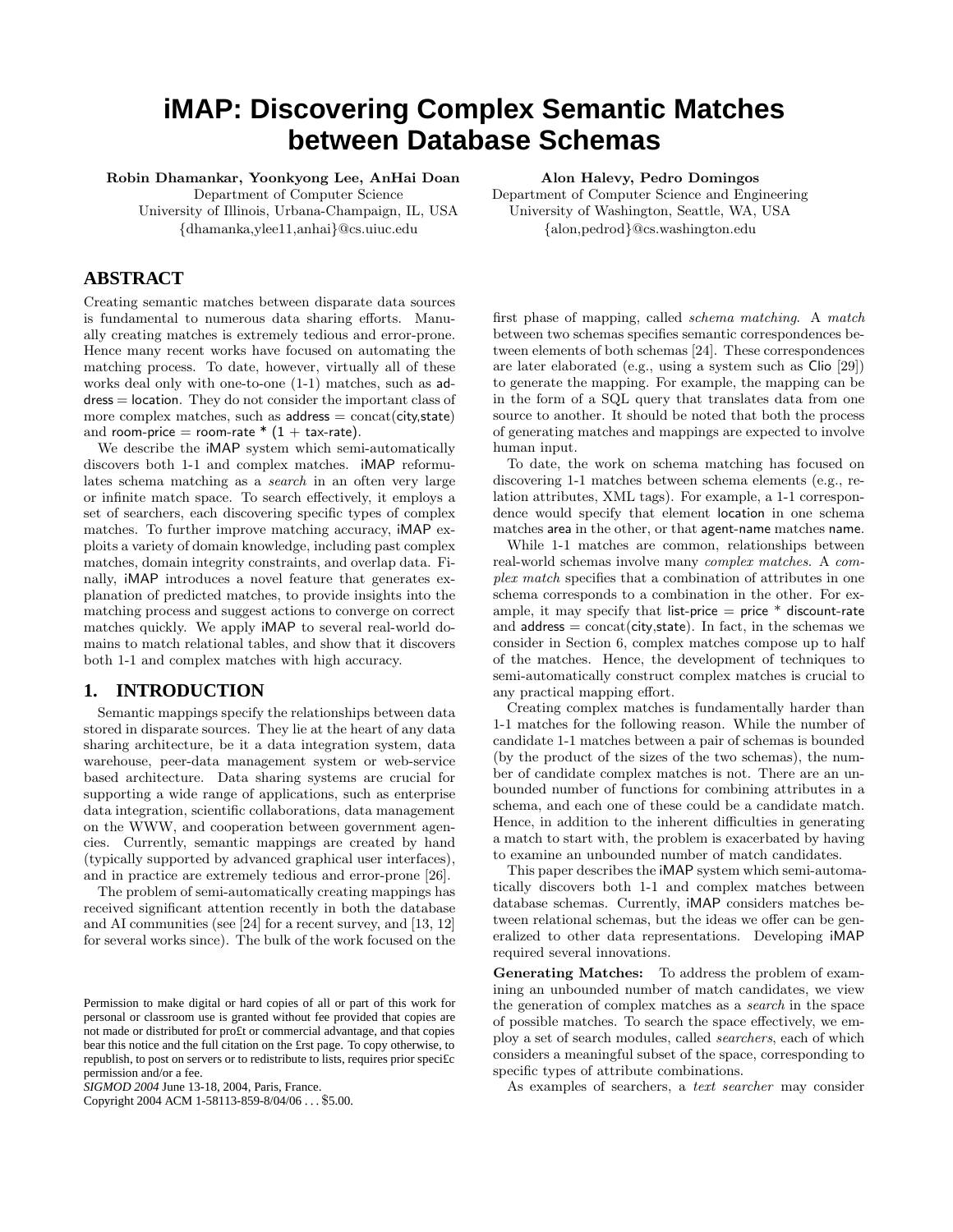# iMAP: Discovering Complex Semantic Matches between Database Schemas

**Robin Dhamankar, Yoonkyong Lee, AnHai Doan**
Department of Computer Science
University of Illinois, Urbana-Champaign, IL, USA
{dhamanka,ylee11,anhai}@cs.uiuc.edu

**Alon Halevy, Pedro Domingos**
Department of Computer Science and Engineering
University of Washington, Seattle, WA, USA
{alon,pedrod}@cs.washington.edu

## ABSTRACT

Creating semantic matches between disparate data sources is fundamental to numerous data sharing efforts. Manually creating matches is extremely tedious and error-prone. Hence many recent works have focused on automating the matching process. To date, however, virtually all of these works deal only with one-to-one (1-1) matches, such as address = location. They do not consider the important class of more complex matches, such as address = concat(city,state) and room-price = room-rate * (1 + tax-rate).

We describe the iMAP system which semi-automatically discovers both 1-1 and complex matches. iMAP reformulates schema matching as a *search* in an often very large or infinite match space. To search effectively, it employs a set of searchers, each discovering specific types of complex matches. To further improve matching accuracy, iMAP exploits a variety of domain knowledge, including past complex matches, domain integrity constraints, and overlap data. Finally, iMAP introduces a novel feature that generates explanation of predicted matches, to provide insights into the matching process and suggest actions to converge on correct matches quickly. We apply iMAP to several real-world domains to match relational tables, and show that it discovers both 1-1 and complex matches with high accuracy.

## 1. INTRODUCTION

Semantic mappings specify the relationships between data stored in disparate sources. They lie at the heart of any data sharing architecture, be it a data integration system, data warehouse, peer-data management system or web-service based architecture. Data sharing systems are crucial for supporting a wide range of applications, such as enterprise data integration, scientific collaborations, data management on the WWW, and cooperation between government agencies. Currently, semantic mappings are created by hand (typically supported by advanced graphical user interfaces), and in practice are extremely tedious and error-prone [26].

The problem of semi-automatically creating mappings has received significant attention recently in both the database and AI communities (see [24] for a recent survey, and [13, 12] for several works since). The bulk of the work focused on the first phase of mapping, called *schema matching*. A *match* between two schemas specifies semantic correspondences between elements of both schemas [24]. These correspondences are later elaborated (e.g., using a system such as Clio [29]) to generate the mapping. For example, the mapping can be in the form of a SQL query that translates data from one source to another. It should be noted that both the process of generating matches and mappings are expected to involve human input.

To date, the work on schema matching has focused on discovering 1-1 matches between schema elements (e.g., relation attributes, XML tags). For example, a 1-1 correspondence would specify that element location in one schema matches area in the other, or that agent-name matches name.

While 1-1 matches are common, relationships between real-world schemas involve many *complex matches*. A *complex match* specifies that a combination of attributes in one schema corresponds to a combination in the other. For example, it may specify that list-price = price * discount-rate and address = concat(city,state). In fact, in the schemas we consider in Section 6, complex matches compose up to half of the matches. Hence, the development of techniques to semi-automatically construct complex matches is crucial to any practical mapping effort.

Creating complex matches is fundamentally harder than 1-1 matches for the following reason. While the number of candidate 1-1 matches between a pair of schemas is bounded (by the product of the sizes of the two schemas), the number of candidate complex matches is not. There are an unbounded number of functions for combining attributes in a schema, and each one of these could be a candidate match. Hence, in addition to the inherent difficulties in generating a match to start with, the problem is exacerbated by having to examine an unbounded number of match candidates.

This paper describes the iMAP system which semi-automatically discovers both 1-1 and complex matches between database schemas. Currently, iMAP considers matches between relational schemas, but the ideas we offer can be generalized to other data representations. Developing iMAP required several innovations.

**Generating Matches:** To address the problem of examining an unbounded number of match candidates, we view the generation of complex matches as a *search* in the space of possible matches. To search the space effectively, we employ a set of search modules, called *searchers*, each of which considers a meaningful subset of the space, corresponding to specific types of attribute combinations.

As examples of searchers, a *text searcher* may consider

Permission to make digital or hard copies of all or part of this work for personal or classroom use is granted without fee provided that copies are not made or distributed for profit or commercial advantage, and that copies bear this notice and the full citation on the first page. To copy otherwise, to republish, to post on servers or to redistribute to lists, requires prior specific permission and/or a fee.
*SIGMOD 2004* June 13-18, 2004, Paris, France.
Copyright 2004 ACM 1-58113-859-8/04/06 . . . $5.00.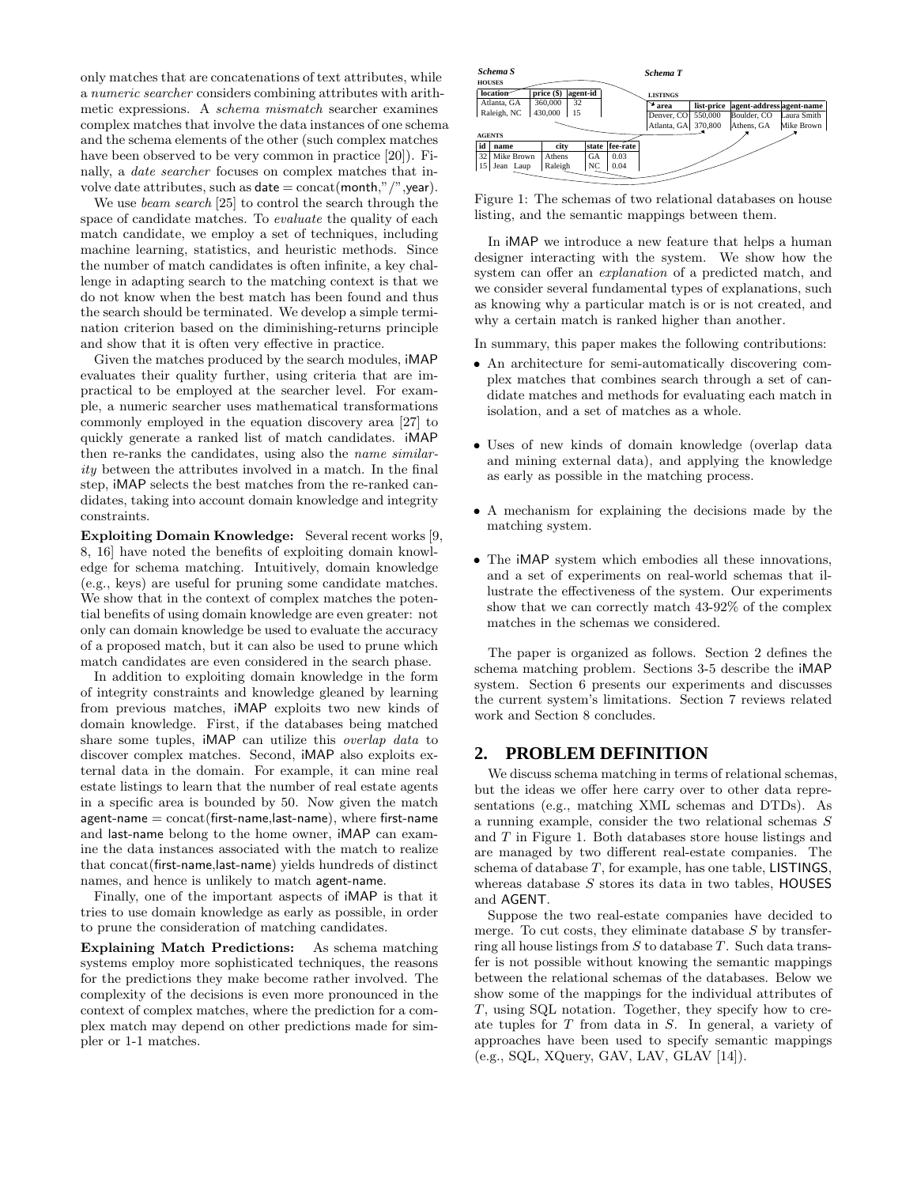only matches that are concatenations of text attributes, while a *numeric searcher* considers combining attributes with arithmetic expressions. A *schema mismatch* searcher examines complex matches that involve the data instances of one schema and the schema elements of the other (such complex matches have been observed to be very common in practice [20]). Finally, a *date searcher* focuses on complex matches that involve date attributes, such as date = concat(month,"/",year).

We use *beam search* [25] to control the search through the space of candidate matches. To *evaluate* the quality of each match candidate, we employ a set of techniques, including machine learning, statistics, and heuristic methods. Since the number of match candidates is often infinite, a key challenge in adapting search to the matching context is that we do not know when the best match has been found and thus the search should be terminated. We develop a simple termination criterion based on the diminishing-returns principle and show that it is often very effective in practice.

Given the matches produced by the search modules, iMAP evaluates their quality further, using criteria that are impractical to be employed at the searcher level. For example, a numeric searcher uses mathematical transformations commonly employed in the equation discovery area [27] to quickly generate a ranked list of match candidates. iMAP then re-ranks the candidates, using also the *name similarity* between the attributes involved in a match. In the final step, iMAP selects the best matches from the re-ranked candidates, taking into account domain knowledge and integrity constraints.

**Exploiting Domain Knowledge:** Several recent works [9, 8, 16] have noted the benefits of exploiting domain knowledge for schema matching. Intuitively, domain knowledge (e.g., keys) are useful for pruning some candidate matches. We show that in the context of complex matches the potential benefits of using domain knowledge are even greater: not only can domain knowledge be used to evaluate the accuracy of a proposed match, but it can also be used to prune which match candidates are even considered in the search phase.

In addition to exploiting domain knowledge in the form of integrity constraints and knowledge gleaned by learning from previous matches, iMAP exploits two new kinds of domain knowledge. First, if the databases being matched share some tuples, iMAP can utilize this *overlap data* to discover complex matches. Second, iMAP also exploits external data in the domain. For example, it can mine real estate listings to learn that the number of real estate agents in a specific area is bounded by 50. Now given the match agent-name = concat(first-name,last-name), where first-name and last-name belong to the home owner, iMAP can examine the data instances associated with the match to realize that concat(first-name,last-name) yields hundreds of distinct names, and hence is unlikely to match agent-name.

Finally, one of the important aspects of iMAP is that it tries to use domain knowledge as early as possible, in order to prune the consideration of matching candidates.

**Explaining Match Predictions:** As schema matching systems employ more sophisticated techniques, the reasons for the predictions they make become rather involved. The complexity of the decisions is even more pronounced in the context of complex matches, where the prediction for a complex match may depend on other predictions made for simpler or 1-1 matches.

***Schema S***

HOUSES

| location | price ($) | agent-id |
|---|---|---|
| Atlanta, GA | 360,000 | 32 |
| Raleigh, NC | 430,000 | 15 |

AGENTS

| id | name | city | state | fee-rate |
|---|---|---|---|---|
| 32 | Mike Brown | Athens | GA | 0.03 |
| 15 | Jean Laup | Raleigh | NC | 0.04 |

***Schema T***

LISTINGS

| area | list-price | agent-address | agent-name |
|---|---|---|---|
| Denver, CO | 550,000 | Boulder, CO | Laura Smith |
| Atlanta, GA | 370,800 | Athens, GA | Mike Brown |

Figure 1: The schemas of two relational databases on house listing, and the semantic mappings between them.

In iMAP we introduce a new feature that helps a human designer interacting with the system. We show how the system can offer an *explanation* of a predicted match, and we consider several fundamental types of explanations, such as knowing why a particular match is or is not created, and why a certain match is ranked higher than another.

In summary, this paper makes the following contributions:

- An architecture for semi-automatically discovering complex matches that combines search through a set of candidate matches and methods for evaluating each match in isolation, and a set of matches as a whole.
- Uses of new kinds of domain knowledge (overlap data and mining external data), and applying the knowledge as early as possible in the matching process.
- A mechanism for explaining the decisions made by the matching system.
- The iMAP system which embodies all these innovations, and a set of experiments on real-world schemas that illustrate the effectiveness of the system. Our experiments show that we can correctly match 43-92% of the complex matches in the schemas we considered.

The paper is organized as follows. Section 2 defines the schema matching problem. Sections 3-5 describe the iMAP system. Section 6 presents our experiments and discusses the current system's limitations. Section 7 reviews related work and Section 8 concludes.

## 2. PROBLEM DEFINITION

We discuss schema matching in terms of relational schemas, but the ideas we offer here carry over to other data representations (e.g., matching XML schemas and DTDs). As a running example, consider the two relational schemas $S$ and $T$ in Figure 1. Both databases store house listings and are managed by two different real-estate companies. The schema of database $T$, for example, has one table, LISTINGS, whereas database $S$ stores its data in two tables, HOUSES and AGENT.

Suppose the two real-estate companies have decided to merge. To cut costs, they eliminate database $S$ by transferring all house listings from $S$ to database $T$. Such data transfer is not possible without knowing the semantic mappings between the relational schemas of the databases. Below we show some of the mappings for the individual attributes of $T$, using SQL notation. Together, they specify how to create tuples for $T$ from data in $S$. In general, a variety of approaches have been used to specify semantic mappings (e.g., SQL, XQuery, GAV, LAV, GLAV [14]).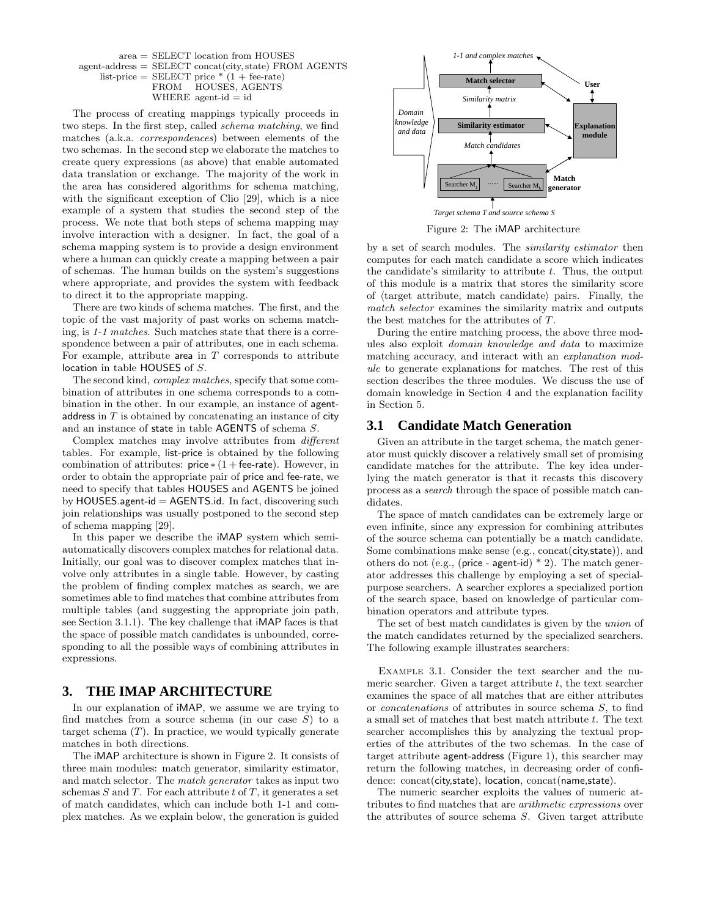area = SELECT location from HOUSES
agent-address = SELECT concat(city, state) FROM AGENTS
list-price = SELECT price * (1 + fee-rate)
FROM HOUSES, AGENTS
WHERE agent-id = id

The process of creating mappings typically proceeds in two steps. In the first step, called *schema matching*, we find matches (a.k.a. *correspondences*) between elements of the two schemas. In the second step we elaborate the matches to create query expressions (as above) that enable automated data translation or exchange. The majority of the work in the area has considered algorithms for schema matching, with the significant exception of Clio [29], which is a nice example of a system that studies the second step of the process. We note that both steps of schema mapping may involve interaction with a designer. In fact, the goal of a schema mapping system is to provide a design environment where a human can quickly create a mapping between a pair of schemas. The human builds on the system's suggestions where appropriate, and provides the system with feedback to direct it to the appropriate mapping.

There are two kinds of schema matches. The first, and the topic of the vast majority of past works on schema matching, is *1-1 matches*. Such matches state that there is a correspondence between a pair of attributes, one in each schema. For example, attribute area in $T$ corresponds to attribute location in table HOUSES of $S$.

The second kind, *complex matches*, specify that some combination of attributes in one schema corresponds to a combination in the other. In our example, an instance of agent-address in $T$ is obtained by concatenating an instance of city and an instance of state in table AGENTS of schema $S$.

Complex matches may involve attributes from *different* tables. For example, list-price is obtained by the following combination of attributes: price $*$ (1 + fee-rate). However, in order to obtain the appropriate pair of price and fee-rate, we need to specify that tables HOUSES and AGENTS be joined by HOUSES.agent-id = AGENTS.id. In fact, discovering such join relationships was usually postponed to the second step of schema mapping [29].

In this paper we describe the iMAP system which semi-automatically discovers complex matches for relational data. Initially, our goal was to discover complex matches that involve only attributes in a single table. However, by casting the problem of finding complex matches as search, we are sometimes able to find matches that combine attributes from multiple tables (and suggesting the appropriate join path, see Section 3.1.1). The key challenge that iMAP faces is that the space of possible match candidates is unbounded, corresponding to all the possible ways of combining attributes in expressions.

## 3. THE IMAP ARCHITECTURE

In our explanation of iMAP, we assume we are trying to find matches from a source schema (in our case $S$) to a target schema ($T$). In practice, we would typically generate matches in both directions.

The iMAP architecture is shown in Figure 2. It consists of three main modules: match generator, similarity estimator, and match selector. The *match generator* takes as input two schemas $S$ and $T$. For each attribute $t$ of $T$, it generates a set of match candidates, which can include both 1-1 and complex matches. As we explain below, the generation is guided by a set of search modules. The *similarity estimator* then computes for each match candidate a score which indicates the candidate's similarity to attribute $t$. Thus, the output of this module is a matrix that stores the similarity score of ⟨target attribute, match candidate⟩ pairs. Finally, the *match selector* examines the similarity matrix and outputs the best matches for the attributes of $T$.

Figure 2: The iMAP architecture

During the entire matching process, the above three modules also exploit *domain knowledge and data* to maximize matching accuracy, and interact with an *explanation module* to generate explanations for matches. The rest of this section describes the three modules. We discuss the use of domain knowledge in Section 4 and the explanation facility in Section 5.

### 3.1 Candidate Match Generation

Given an attribute in the target schema, the match generator must quickly discover a relatively small set of promising candidate matches for the attribute. The key idea underlying the match generator is that it recasts this discovery process as a *search* through the space of possible match candidates.

The space of match candidates can be extremely large or even infinite, since any expression for combining attributes of the source schema can potentially be a match candidate. Some combinations make sense (e.g., concat(city,state)), and others do not (e.g., (price - agent-id) * 2). The match generator addresses this challenge by employing a set of special-purpose searchers. A searcher explores a specialized portion of the search space, based on knowledge of particular combination operators and attribute types.

The set of best match candidates is given by the *union* of the match candidates returned by the specialized searchers. The following example illustrates searchers:

EXAMPLE 3.1. Consider the text searcher and the numeric searcher. Given a target attribute $t$, the text searcher examines the space of all matches that are either attributes or *concatenations* of attributes in source schema $S$, to find a small set of matches that best match attribute $t$. The text searcher accomplishes this by analyzing the textual properties of the attributes of the two schemas. In the case of target attribute agent-address (Figure 1), this searcher may return the following matches, in decreasing order of confidence: concat(city,state), location, concat(name,state).

The numeric searcher exploits the values of numeric attributes to find matches that are *arithmetic expressions* over the attributes of source schema $S$. Given target attribute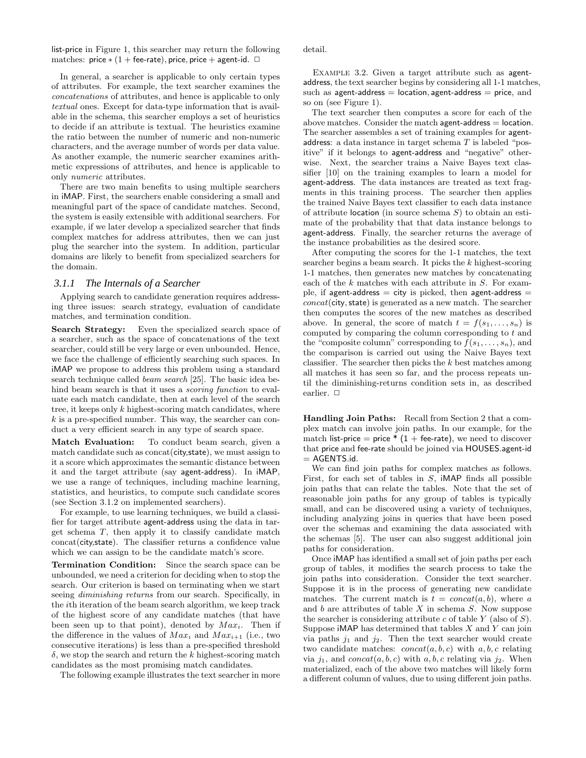list-price in Figure 1, this searcher may return the following matches: price $*$ $(1 +$ fee-rate$)$, price, price $+$ agent-id. □

In general, a searcher is applicable to only certain types of attributes. For example, the text searcher examines the *concatenations* of attributes, and hence is applicable to only *textual* ones. Except for data-type information that is available in the schema, this searcher employs a set of heuristics to decide if an attribute is textual. The heuristics examine the ratio between the number of numeric and non-numeric characters, and the average number of words per data value. As another example, the numeric searcher examines arithmetic expressions of attributes, and hence is applicable to only *numeric* attributes.

There are two main benefits to using multiple searchers in iMAP. First, the searchers enable considering a small and meaningful part of the space of candidate matches. Second, the system is easily extensible with additional searchers. For example, if we later develop a specialized searcher that finds complex matches for address attributes, then we can just plug the searcher into the system. In addition, particular domains are likely to benefit from specialized searchers for the domain.

### 3.1.1 The Internals of a Searcher

Applying search to candidate generation requires addressing three issues: search strategy, evaluation of candidate matches, and termination condition.

**Search Strategy:** Even the specialized search space of a searcher, such as the space of concatenations of the text searcher, could still be very large or even unbounded. Hence, we face the challenge of efficiently searching such spaces. In iMAP we propose to address this problem using a standard search technique called *beam search* [25]. The basic idea behind beam search is that it uses a *scoring function* to evaluate each match candidate, then at each level of the search tree, it keeps only $k$ highest-scoring match candidates, where $k$ is a pre-specified number. This way, the searcher can conduct a very efficient search in any type of search space.

**Match Evaluation:** To conduct beam search, given a match candidate such as concat(city,state), we must assign to it a score which approximates the semantic distance between it and the target attribute (say agent-address). In iMAP, we use a range of techniques, including machine learning, statistics, and heuristics, to compute such candidate scores (see Section 3.1.2 on implemented searchers).

For example, to use learning techniques, we build a classifier for target attribute agent-address using the data in target schema $T$, then apply it to classify candidate match concat(city,state). The classifier returns a confidence value which we can assign to be the candidate match's score.

**Termination Condition:** Since the search space can be unbounded, we need a criterion for deciding when to stop the search. Our criterion is based on terminating when we start seeing *diminishing returns* from our search. Specifically, in the $i$th iteration of the beam search algorithm, we keep track of the highest score of any candidate matches (that have been seen up to that point), denoted by $Max_i$. Then if the difference in the values of $Max_i$ and $Max_{i+1}$ (i.e., two consecutive iterations) is less than a pre-specified threshold $\delta$, we stop the search and return the $k$ highest-scoring match candidates as the most promising match candidates.

The following example illustrates the text searcher in more detail.

Example 3.2. Given a target attribute such as agent-address, the text searcher begins by considering all 1-1 matches, such as agent-address $=$ location, agent-address $=$ price, and so on (see Figure 1).

The text searcher then computes a score for each of the above matches. Consider the match agent-address $=$ location. The searcher assembles a set of training examples for agent-address: a data instance in target schema $T$ is labeled "positive" if it belongs to agent-address and "negative" otherwise. Next, the searcher trains a Naive Bayes text classifier [10] on the training examples to learn a model for agent-address. The data instances are treated as text fragments in this training process. The searcher then applies the trained Naive Bayes text classifier to each data instance of attribute location (in source schema $S$) to obtain an estimate of the probability that that data instance belongs to agent-address. Finally, the searcher returns the average of the instance probabilities as the desired score.

After computing the scores for the 1-1 matches, the text searcher begins a beam search. It picks the $k$ highest-scoring 1-1 matches, then generates new matches by concatenating each of the $k$ matches with each attribute in $S$. For example, if agent-address $=$ city is picked, then agent-address $=$ $concat$(city, state) is generated as a new match. The searcher then computes the scores of the new matches as described above. In general, the score of match $t = f(s_1, \ldots, s_n)$ is computed by comparing the column corresponding to $t$ and the "composite column" corresponding to $f(s_1, \ldots, s_n)$, and the comparison is carried out using the Naive Bayes text classifier. The searcher then picks the $k$ best matches among all matches it has seen so far, and the process repeats until the diminishing-returns condition sets in, as described earlier. □

**Handling Join Paths:** Recall from Section 2 that a complex match can involve join paths. In our example, for the match list-price = price * (1 + fee-rate), we need to discover that price and fee-rate should be joined via HOUSES.agent-id = AGENTS.id.

We can find join paths for complex matches as follows. First, for each set of tables in $S$, iMAP finds all possible join paths that can relate the tables. Note that the set of reasonable join paths for any group of tables is typically small, and can be discovered using a variety of techniques, including analyzing joins in queries that have been posed over the schemas and examining the data associated with the schemas [5]. The user can also suggest additional join paths for consideration.

Once iMAP has identified a small set of join paths per each group of tables, it modifies the search process to take the join paths into consideration. Consider the text searcher. Suppose it is in the process of generating new candidate matches. The current match is $t = concat(a, b)$, where $a$ and $b$ are attributes of table $X$ in schema $S$. Now suppose the searcher is considering attribute $c$ of table $Y$ (also of $S$). Suppose iMAP has determined that tables $X$ and $Y$ can join via paths $j_1$ and $j_2$. Then the text searcher would create two candidate matches: $concat(a, b, c)$ with $a, b, c$ relating via $j_1$, and $concat(a, b, c)$ with $a, b, c$ relating via $j_2$. When materialized, each of the above two matches will likely form a different column of values, due to using different join paths.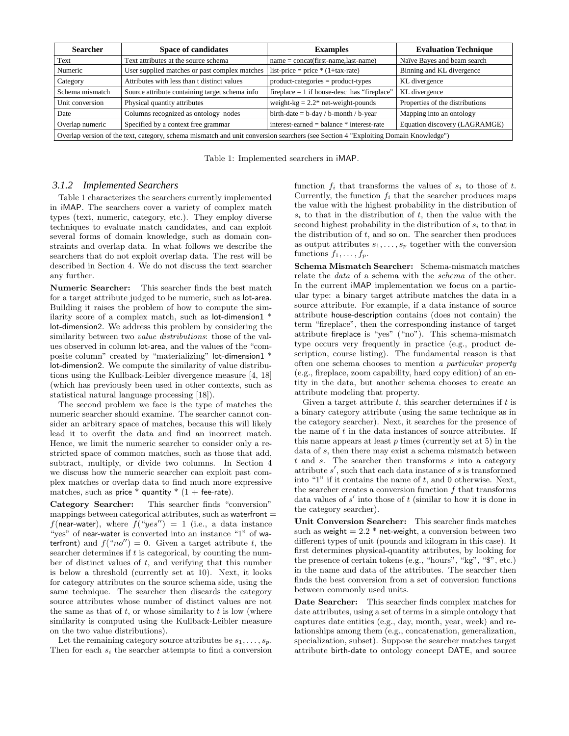| Searcher | Space of candidates | Examples | Evaluation Technique |
|---|---|---|---|
| Text | Text attributes at the source schema | name = concat(first-name,last-name) | Naïve Bayes and beam search |
| Numeric | User supplied matches or past complex matches | list-price = price * (1+tax-rate) | Binning and KL divergence |
| Category | Attributes with less than t distinct values | product-categories = product-types | KL divergence |
| Schema mismatch | Source attribute containing target schema info | fireplace = 1 if house-desc has "fireplace" | KL divergence |
| Unit conversion | Physical quantity attributes | weight-kg = 2.2* net-weight-pounds | Properties of the distributions |
| Date | Columns recognized as ontology nodes | birth-date = b-day / b-month / b-year | Mapping into an ontology |
| Overlap numeric | Specified by a context free grammar | interest-earned = balance * interest-rate | Equation discovery (LAGRAMGE) |
| Overlap version of the text, category, schema mismatch and unit conversion searchers (see Section 4 "Exploiting Domain Knowledge") | | | |

Table 1: Implemented searchers in iMAP.

### 3.1.2 Implemented Searchers

Table 1 characterizes the searchers currently implemented in iMAP. The searchers cover a variety of complex match types (text, numeric, category, etc.). They employ diverse techniques to evaluate match candidates, and can exploit several forms of domain knowledge, such as domain constraints and overlap data. In what follows we describe the searchers that do not exploit overlap data. The rest will be described in Section 4. We do not discuss the text searcher any further.

**Numeric Searcher:** This searcher finds the best match for a target attribute judged to be numeric, such as lot-area. Building it raises the problem of how to compute the similarity score of a complex match, such as lot-dimension1 * lot-dimension2. We address this problem by considering the similarity between two *value distributions*: those of the values observed in column lot-area, and the values of the "composite column" created by "materializing" lot-dimension1 * lot-dimension2. We compute the similarity of value distributions using the Kullback-Leibler divergence measure [4, 18] (which has previously been used in other contexts, such as statistical natural language processing [18]).

The second problem we face is the type of matches the numeric searcher should examine. The searcher cannot consider an arbitrary space of matches, because this will likely lead it to overfit the data and find an incorrect match. Hence, we limit the numeric searcher to consider only a restricted space of common matches, such as those that add, subtract, multiply, or divide two columns. In Section 4 we discuss how the numeric searcher can exploit past complex matches or overlap data to find much more expressive matches, such as price * quantity * (1 + fee-rate).

**Category Searcher:** This searcher finds "conversion" mappings between categorical attributes, such as waterfront = $f$(near-water), where $f(\text{"}yes\text{"}) = 1$ (i.e., a data instance "yes" of near-water is converted into an instance "1" of waterfront) and $f(\text{"}no\text{"}) = 0$. Given a target attribute $t$, the searcher determines if $t$ is categorical, by counting the number of distinct values of $t$, and verifying that this number is below a threshold (currently set at 10). Next, it looks for category attributes on the source schema side, using the same technique. The searcher then discards the category source attributes whose number of distinct values are not the same as that of $t$, or whose similarity to $t$ is low (where similarity is computed using the Kullback-Leibler measure on the two value distributions).

Let the remaining category source attributes be $s_1, \ldots, s_p$. Then for each $s_i$ the searcher attempts to find a conversion function $f_i$ that transforms the values of $s_i$ to those of $t$. Currently, the function $f_i$ that the searcher produces maps the value with the highest probability in the distribution of $s_i$ to that in the distribution of $t$, then the value with the second highest probability in the distribution of $s_i$ to that in the distribution of $t$, and so on. The searcher then produces as output attributes $s_1, \ldots, s_p$ together with the conversion functions $f_1, \ldots, f_p$.

**Schema Mismatch Searcher:** Schema-mismatch matches relate the *data* of a schema with the *schema* of the other. In the current iMAP implementation we focus on a particular type: a binary target attribute matches the data in a source attribute. For example, if a data instance of source attribute house-description contains (does not contain) the term "fireplace", then the corresponding instance of target attribute fireplace is "yes" ("no"). This schema-mismatch type occurs very frequently in practice (e.g., product description, course listing). The fundamental reason is that often one schema chooses to mention *a particular property* (e.g., fireplace, zoom capability, hard copy edition) of an entity in the data, but another schema chooses to create an attribute modeling that property.

Given a target attribute $t$, this searcher determines if $t$ is a binary category attribute (using the same technique as in the category searcher). Next, it searches for the presence of the name of $t$ in the data instances of source attributes. If this name appears at least $p$ times (currently set at 5) in the data of $s$, then there may exist a schema mismatch between $t$ and $s$. The searcher then transforms $s$ into a category attribute $s'$, such that each data instance of $s$ is transformed into "1" if it contains the name of $t$, and 0 otherwise. Next, the searcher creates a conversion function $f$ that transforms data values of $s'$ into those of $t$ (similar to how it is done in the category searcher).

**Unit Conversion Searcher:** This searcher finds matches such as weight = 2.2 * net-weight, a conversion between two different types of unit (pounds and kilogram in this case). It first determines physical-quantity attributes, by looking for the presence of certain tokens (e.g., "hours", "kg", "$", etc.) in the name and data of the attributes. The searcher then finds the best conversion from a set of conversion functions between commonly used units.

**Date Searcher:** This searcher finds complex matches for date attributes, using a set of terms in a simple ontology that captures date entities (e.g., day, month, year, week) and relationships among them (e.g., concatenation, generalization, specialization, subset). Suppose the searcher matches target attribute birth-date to ontology concept DATE, and source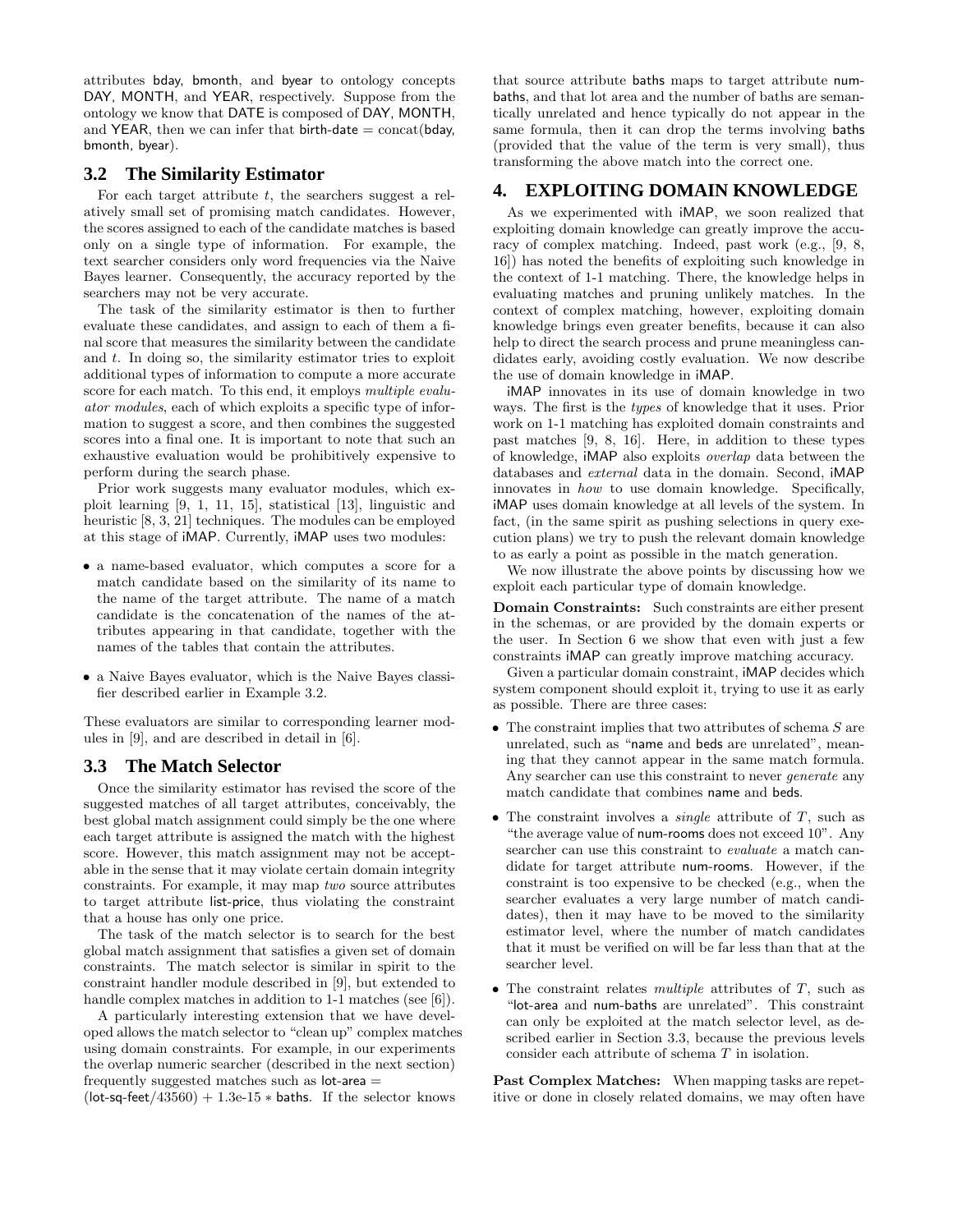attributes bday, bmonth, and byear to ontology concepts DAY, MONTH, and YEAR, respectively. Suppose from the ontology we know that DATE is composed of DAY, MONTH, and YEAR, then we can infer that birth-date = concat(bday, bmonth, byear).

## 3.2 The Similarity Estimator

For each target attribute $t$, the searchers suggest a relatively small set of promising match candidates. However, the scores assigned to each of the candidate matches is based only on a single type of information. For example, the text searcher considers only word frequencies via the Naive Bayes learner. Consequently, the accuracy reported by the searchers may not be very accurate.

The task of the similarity estimator is then to further evaluate these candidates, and assign to each of them a final score that measures the similarity between the candidate and $t$. In doing so, the similarity estimator tries to exploit additional types of information to compute a more accurate score for each match. To this end, it employs *multiple evaluator modules*, each of which exploits a specific type of information to suggest a score, and then combines the suggested scores into a final one. It is important to note that such an exhaustive evaluation would be prohibitively expensive to perform during the search phase.

Prior work suggests many evaluator modules, which exploit learning [9, 1, 11, 15], statistical [13], linguistic and heuristic [8, 3, 21] techniques. The modules can be employed at this stage of iMAP. Currently, iMAP uses two modules:

- a name-based evaluator, which computes a score for a match candidate based on the similarity of its name to the name of the target attribute. The name of a match candidate is the concatenation of the names of the attributes appearing in that candidate, together with the names of the tables that contain the attributes.
- a Naive Bayes evaluator, which is the Naive Bayes classifier described earlier in Example 3.2.

These evaluators are similar to corresponding learner modules in [9], and are described in detail in [6].

## 3.3 The Match Selector

Once the similarity estimator has revised the score of the suggested matches of all target attributes, conceivably, the best global match assignment could simply be the one where each target attribute is assigned the match with the highest score. However, this match assignment may not be acceptable in the sense that it may violate certain domain integrity constraints. For example, it may map *two* source attributes to target attribute list-price, thus violating the constraint that a house has only one price.

The task of the match selector is to search for the best global match assignment that satisfies a given set of domain constraints. The match selector is similar in spirit to the constraint handler module described in [9], but extended to handle complex matches in addition to 1-1 matches (see [6]).

A particularly interesting extension that we have developed allows the match selector to "clean up" complex matches using domain constraints. For example, in our experiments the overlap numeric searcher (described in the next section) frequently suggested matches such as lot-area = (lot-sq-feet/43560) + 1.3e-15 ∗ baths. If the selector knows that source attribute baths maps to target attribute num-baths, and that lot area and the number of baths are semantically unrelated and hence typically do not appear in the same formula, then it can drop the terms involving baths (provided that the value of the term is very small), thus transforming the above match into the correct one.

# 4. EXPLOITING DOMAIN KNOWLEDGE

As we experimented with iMAP, we soon realized that exploiting domain knowledge can greatly improve the accuracy of complex matching. Indeed, past work (e.g., [9, 8, 16]) has noted the benefits of exploiting such knowledge in the context of 1-1 matching. There, the knowledge helps in evaluating matches and pruning unlikely matches. In the context of complex matching, however, exploiting domain knowledge brings even greater benefits, because it can also help to direct the search process and prune meaningless candidates early, avoiding costly evaluation. We now describe the use of domain knowledge in iMAP.

iMAP innovates in its use of domain knowledge in two ways. The first is the *types* of knowledge that it uses. Prior work on 1-1 matching has exploited domain constraints and past matches [9, 8, 16]. Here, in addition to these types of knowledge, iMAP also exploits *overlap* data between the databases and *external* data in the domain. Second, iMAP innovates in *how* to use domain knowledge. Specifically, iMAP uses domain knowledge at all levels of the system. In fact, (in the same spirit as pushing selections in query execution plans) we try to push the relevant domain knowledge to as early a point as possible in the match generation.

We now illustrate the above points by discussing how we exploit each particular type of domain knowledge.

**Domain Constraints:** Such constraints are either present in the schemas, or are provided by the domain experts or the user. In Section 6 we show that even with just a few constraints iMAP can greatly improve matching accuracy.

Given a particular domain constraint, iMAP decides which system component should exploit it, trying to use it as early as possible. There are three cases:

- The constraint implies that two attributes of schema $S$ are unrelated, such as "name and beds are unrelated", meaning that they cannot appear in the same match formula. Any searcher can use this constraint to never *generate* any match candidate that combines name and beds.
- The constraint involves a *single* attribute of $T$, such as "the average value of num-rooms does not exceed 10". Any searcher can use this constraint to *evaluate* a match candidate for target attribute num-rooms. However, if the constraint is too expensive to be checked (e.g., when the searcher evaluates a very large number of match candidates), then it may have to be moved to the similarity estimator level, where the number of match candidates that it must be verified on will be far less than that at the searcher level.
- The constraint relates *multiple* attributes of $T$, such as "lot-area and num-baths are unrelated". This constraint can only be exploited at the match selector level, as described earlier in Section 3.3, because the previous levels consider each attribute of schema $T$ in isolation.

**Past Complex Matches:** When mapping tasks are repetitive or done in closely related domains, we may often have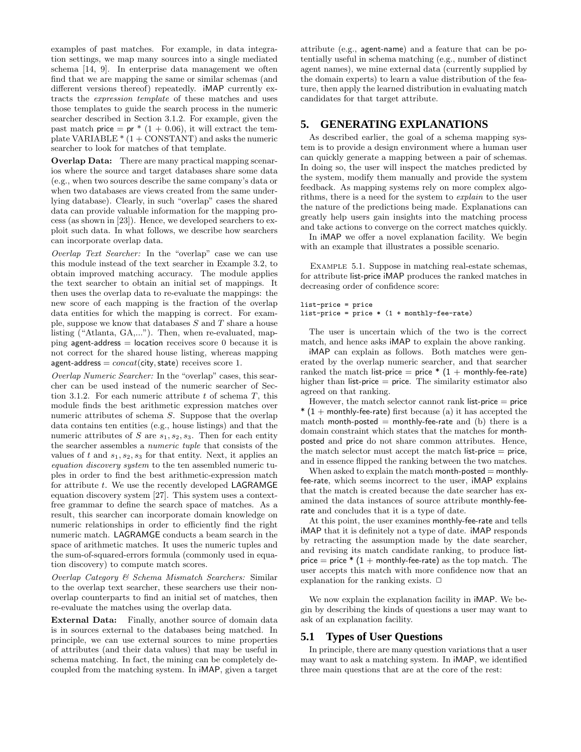examples of past matches. For example, in data integration settings, we map many sources into a single mediated schema [14, 9]. In enterprise data management we often find that we are mapping the same or similar schemas (and different versions thereof) repeatedly. iMAP currently extracts the *expression template* of these matches and uses those templates to guide the search process in the numeric searcher described in Section 3.1.2. For example, given the past match price = pr * (1 + 0.06), it will extract the template VARIABLE * (1 + CONSTANT) and asks the numeric searcher to look for matches of that template.

**Overlap Data:** There are many practical mapping scenarios where the source and target databases share some data (e.g., when two sources describe the same company's data or when two databases are views created from the same underlying database). Clearly, in such "overlap" cases the shared data can provide valuable information for the mapping process (as shown in [23]). Hence, we developed searchers to exploit such data. In what follows, we describe how searchers can incorporate overlap data.

*Overlap Text Searcher:* In the "overlap" case we can use this module instead of the text searcher in Example 3.2, to obtain improved matching accuracy. The module applies the text searcher to obtain an initial set of mappings. It then uses the overlap data to re-evaluate the mappings: the new score of each mapping is the fraction of the overlap data entities for which the mapping is correct. For example, suppose we know that databases $S$ and $T$ share a house listing ("Atlanta, GA,..."). Then, when re-evaluated, mapping agent-address = location receives score 0 because it is not correct for the shared house listing, whereas mapping agent-address = *concat*(city, state) receives score 1.

*Overlap Numeric Searcher:* In the "overlap" cases, this searcher can be used instead of the numeric searcher of Section 3.1.2. For each numeric attribute $t$ of schema $T$, this module finds the best arithmetic expression matches over numeric attributes of schema $S$. Suppose that the overlap data contains ten entities (e.g., house listings) and that the numeric attributes of $S$ are $s_1, s_2, s_3$. Then for each entity the searcher assembles a *numeric tuple* that consists of the values of $t$ and $s_1, s_2, s_3$ for that entity. Next, it applies an *equation discovery system* to the ten assembled numeric tuples in order to find the best arithmetic-expression match for attribute $t$. We use the recently developed LAGRAMGE equation discovery system [27]. This system uses a context-free grammar to define the search space of matches. As a result, this searcher can incorporate domain knowledge on numeric relationships in order to efficiently find the right numeric match. LAGRAMGE conducts a beam search in the space of arithmetic matches. It uses the numeric tuples and the sum-of-squared-errors formula (commonly used in equation discovery) to compute match scores.

*Overlap Category & Schema Mismatch Searchers:* Similar to the overlap text searcher, these searchers use their non-overlap counterparts to find an initial set of matches, then re-evaluate the matches using the overlap data.

**External Data:** Finally, another source of domain data is in sources external to the databases being matched. In principle, we can use external sources to mine properties of attributes (and their data values) that may be useful in schema matching. In fact, the mining can be completely decoupled from the matching system. In iMAP, given a target attribute (e.g., agent-name) and a feature that can be potentially useful in schema matching (e.g., number of distinct agent names), we mine external data (currently supplied by the domain experts) to learn a value distribution of the feature, then apply the learned distribution in evaluating match candidates for that target attribute.

## 5. GENERATING EXPLANATIONS

As described earlier, the goal of a schema mapping system is to provide a design environment where a human user can quickly generate a mapping between a pair of schemas. In doing so, the user will inspect the matches predicted by the system, modify them manually and provide the system feedback. As mapping systems rely on more complex algorithms, there is a need for the system to *explain* to the user the nature of the predictions being made. Explanations can greatly help users gain insights into the matching process and take actions to converge on the correct matches quickly.

In iMAP we offer a novel explanation facility. We begin with an example that illustrates a possible scenario.

EXAMPLE 5.1. Suppose in matching real-estate schemas, for attribute list-price iMAP produces the ranked matches in decreasing order of confidence score:

```
list-price = price
list-price = price * (1 + monthly-fee-rate)
```

The user is uncertain which of the two is the correct match, and hence asks iMAP to explain the above ranking.

iMAP can explain as follows. Both matches were generated by the overlap numeric searcher, and that searcher ranked the match list-price = price * (1 + monthly-fee-rate) higher than list-price = price. The similarity estimator also agreed on that ranking.

However, the match selector cannot rank list-price = price * (1 + monthly-fee-rate) first because (a) it has accepted the match month-posted = monthly-fee-rate and (b) there is a domain constraint which states that the matches for month-posted and price do not share common attributes. Hence, the match selector must accept the match list-price = price, and in essence flipped the ranking between the two matches.

When asked to explain the match month-posted = monthly-fee-rate, which seems incorrect to the user, iMAP explains that the match is created because the date searcher has examined the data instances of source attribute monthly-fee-rate and concludes that it is a type of date.

At this point, the user examines monthly-fee-rate and tells iMAP that it is definitely not a type of date. iMAP responds by retracting the assumption made by the date searcher, and revising its match candidate ranking, to produce list-price = price * (1 + monthly-fee-rate) as the top match. The user accepts this match with more confidence now that an explanation for the ranking exists. □

We now explain the explanation facility in iMAP. We begin by describing the kinds of questions a user may want to ask of an explanation facility.

### 5.1 Types of User Questions

In principle, there are many question variations that a user may want to ask a matching system. In iMAP, we identified three main questions that are at the core of the rest: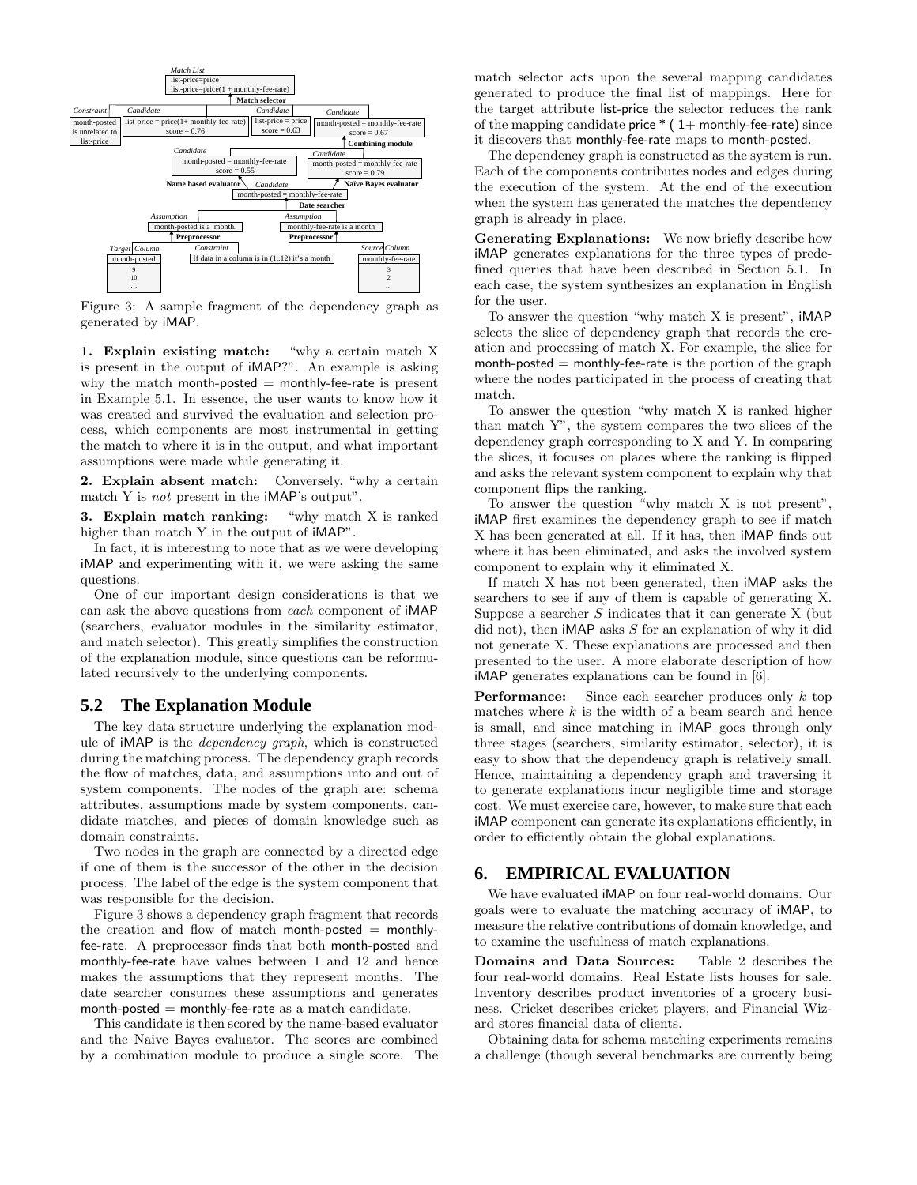Figure 3: A sample fragment of the dependency graph as generated by iMAP.

**1. Explain existing match:** "why a certain match X is present in the output of iMAP?". An example is asking why the match month-posted = monthly-fee-rate is present in Example 5.1. In essence, the user wants to know how it was created and survived the evaluation and selection process, which components are most instrumental in getting the match to where it is in the output, and what important assumptions were made while generating it.

**2. Explain absent match:** Conversely, "why a certain match Y is *not* present in the iMAP's output".

**3. Explain match ranking:** "why match X is ranked higher than match Y in the output of iMAP".

In fact, it is interesting to note that as we were developing iMAP and experimenting with it, we were asking the same questions.

One of our important design considerations is that we can ask the above questions from *each* component of iMAP (searchers, evaluator modules in the similarity estimator, and match selector). This greatly simplifies the construction of the explanation module, since questions can be reformulated recursively to the underlying components.

## 5.2 The Explanation Module

The key data structure underlying the explanation module of iMAP is the *dependency graph*, which is constructed during the matching process. The dependency graph records the flow of matches, data, and assumptions into and out of system components. The nodes of the graph are: schema attributes, assumptions made by system components, candidate matches, and pieces of domain knowledge such as domain constraints.

Two nodes in the graph are connected by a directed edge if one of them is the successor of the other in the decision process. The label of the edge is the system component that was responsible for the decision.

Figure 3 shows a dependency graph fragment that records the creation and flow of match month-posted = monthly-fee-rate. A preprocessor finds that both month-posted and monthly-fee-rate have values between 1 and 12 and hence makes the assumptions that they represent months. The date searcher consumes these assumptions and generates month-posted = monthly-fee-rate as a match candidate.

This candidate is then scored by the name-based evaluator and the Naive Bayes evaluator. The scores are combined by a combination module to produce a single score. The match selector acts upon the several mapping candidates generated to produce the final list of mappings. Here for the target attribute list-price the selector reduces the rank of the mapping candidate price * ( 1+ monthly-fee-rate) since it discovers that monthly-fee-rate maps to month-posted.

The dependency graph is constructed as the system is run. Each of the components contributes nodes and edges during the execution of the system. At the end of the execution when the system has generated the matches the dependency graph is already in place.

**Generating Explanations:** We now briefly describe how iMAP generates explanations for the three types of predefined queries that have been described in Section 5.1. In each case, the system synthesizes an explanation in English for the user.

To answer the question "why match X is present", iMAP selects the slice of dependency graph that records the creation and processing of match X. For example, the slice for month-posted = monthly-fee-rate is the portion of the graph where the nodes participated in the process of creating that match.

To answer the question "why match X is ranked higher than match Y", the system compares the two slices of the dependency graph corresponding to X and Y. In comparing the slices, it focuses on places where the ranking is flipped and asks the relevant system component to explain why that component flips the ranking.

To answer the question "why match X is not present", iMAP first examines the dependency graph to see if match X has been generated at all. If it has, then iMAP finds out where it has been eliminated, and asks the involved system component to explain why it eliminated X.

If match X has not been generated, then iMAP asks the searchers to see if any of them is capable of generating X. Suppose a searcher $S$ indicates that it can generate X (but did not), then iMAP asks $S$ for an explanation of why it did not generate X. These explanations are processed and then presented to the user. A more elaborate description of how iMAP generates explanations can be found in [6].

**Performance:** Since each searcher produces only $k$ top matches where $k$ is the width of a beam search and hence is small, and since matching in iMAP goes through only three stages (searchers, similarity estimator, selector), it is easy to show that the dependency graph is relatively small. Hence, maintaining a dependency graph and traversing it to generate explanations incur negligible time and storage cost. We must exercise care, however, to make sure that each iMAP component can generate its explanations efficiently, in order to efficiently obtain the global explanations.

# 6. EMPIRICAL EVALUATION

We have evaluated iMAP on four real-world domains. Our goals were to evaluate the matching accuracy of iMAP, to measure the relative contributions of domain knowledge, and to examine the usefulness of match explanations.

**Domains and Data Sources:** Table 2 describes the four real-world domains. Real Estate lists houses for sale. Inventory describes product inventories of a grocery business. Cricket describes cricket players, and Financial Wizard stores financial data of clients.

Obtaining data for schema matching experiments remains a challenge (though several benchmarks are currently being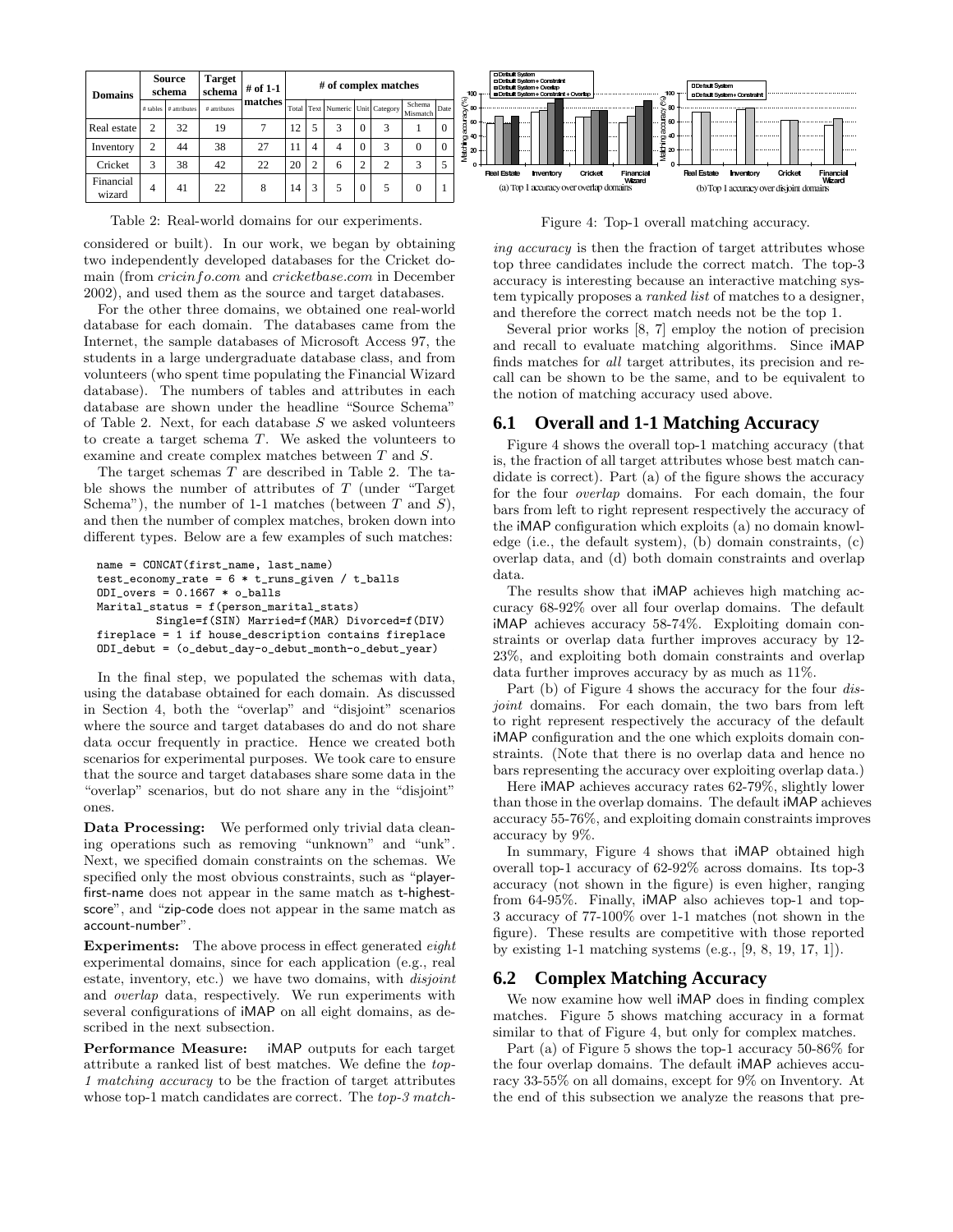| Domains | Source schema | | Target schema | # of 1-1 matches | # of complex matches | | | | | | |
|---|---|---|---|---|---|---|---|---|---|---|---|
| | # tables | # attributes | # attributes | | Total | Text | Numeric | Unit | Category | Schema Mismatch | Date |
| Real estate | 2 | 32 | 19 | 7 | 12 | 5 | 3 | 0 | 3 | 1 | 0 |
| Inventory | 2 | 44 | 38 | 27 | 11 | 4 | 4 | 0 | 3 | 0 | 0 |
| Cricket | 3 | 38 | 42 | 22 | 20 | 2 | 6 | 2 | 2 | 3 | 5 |
| Financial wizard | 4 | 41 | 22 | 8 | 14 | 3 | 5 | 0 | 5 | 0 | 1 |

Table 2: Real-world domains for our experiments.

considered or built). In our work, we began by obtaining two independently developed databases for the Cricket domain (from *cricinfo.com* and *cricketbase.com* in December 2002), and used them as the source and target databases.

For the other three domains, we obtained one real-world database for each domain. The databases came from the Internet, the sample databases of Microsoft Access 97, the students in a large undergraduate database class, and from volunteers (who spent time populating the Financial Wizard database). The numbers of tables and attributes in each database are shown under the headline "Source Schema" of Table 2. Next, for each database $S$ we asked volunteers to create a target schema $T$. We asked the volunteers to examine and create complex matches between $T$ and $S$.

The target schemas $T$ are described in Table 2. The table shows the number of attributes of $T$ (under "Target Schema"), the number of 1-1 matches (between $T$ and $S$), and then the number of complex matches, broken down into different types. Below are a few examples of such matches:

```
name = CONCAT(first_name, last_name)
test_economy_rate = 6 * t_runs_given / t_balls
ODI_overs = 0.1667 * o_balls
Marital_status = f(person_marital_stats)
        Single=f(SIN) Married=f(MAR) Divorced=f(DIV)
fireplace = 1 if house_description contains fireplace
ODI_debut = (o_debut_day-o_debut_month-o_debut_year)
```

In the final step, we populated the schemas with data, using the database obtained for each domain. As discussed in Section 4, both the "overlap" and "disjoint" scenarios where the source and target databases do and do not share data occur frequently in practice. Hence we created both scenarios for experimental purposes. We took care to ensure that the source and target databases share some data in the "overlap" scenarios, but do not share any in the "disjoint" ones.

**Data Processing:** We performed only trivial data cleaning operations such as removing "unknown" and "unk". Next, we specified domain constraints on the schemas. We specified only the most obvious constraints, such as "player-first-name does not appear in the same match as t-highest-score", and "zip-code does not appear in the same match as account-number".

**Experiments:** The above process in effect generated *eight* experimental domains, since for each application (e.g., real estate, inventory, etc.) we have two domains, with *disjoint* and *overlap* data, respectively. We run experiments with several configurations of iMAP on all eight domains, as described in the next subsection.

**Performance Measure:** iMAP outputs for each target attribute a ranked list of best matches. We define the *top-1 matching accuracy* to be the fraction of target attributes whose top-1 match candidates are correct. The *top-3 matching accuracy* is then the fraction of target attributes whose top three candidates include the correct match. The top-3 accuracy is interesting because an interactive matching system typically proposes a *ranked list* of matches to a designer, and therefore the correct match needs not be the top 1.

Several prior works [8, 7] employ the notion of precision and recall to evaluate matching algorithms. Since iMAP finds matches for *all* target attributes, its precision and recall can be shown to be the same, and to be equivalent to the notion of matching accuracy used above.

Figure 4: Top-1 overall matching accuracy.

## 6.1 Overall and 1-1 Matching Accuracy

Figure 4 shows the overall top-1 matching accuracy (that is, the fraction of all target attributes whose best match candidate is correct). Part (a) of the figure shows the accuracy for the four *overlap* domains. For each domain, the four bars from left to right represent respectively the accuracy of the iMAP configuration which exploits (a) no domain knowledge (i.e., the default system), (b) domain constraints, (c) overlap data, and (d) both domain constraints and overlap data.

The results show that iMAP achieves high matching accuracy 68-92% over all four overlap domains. The default iMAP achieves accuracy 58-74%. Exploiting domain constraints or overlap data further improves accuracy by 12-23%, and exploiting both domain constraints and overlap data further improves accuracy by as much as 11%.

Part (b) of Figure 4 shows the accuracy for the four *disjoint* domains. For each domain, the two bars from left to right represent respectively the accuracy of the default iMAP configuration and the one which exploits domain constraints. (Note that there is no overlap data and hence no bars representing the accuracy over exploiting overlap data.)

Here iMAP achieves accuracy rates 62-79%, slightly lower than those in the overlap domains. The default iMAP achieves accuracy 55-76%, and exploiting domain constraints improves accuracy by 9%.

In summary, Figure 4 shows that iMAP obtained high overall top-1 accuracy of 62-92% across domains. Its top-3 accuracy (not shown in the figure) is even higher, ranging from 64-95%. Finally, iMAP also achieves top-1 and top-3 accuracy of 77-100% over 1-1 matches (not shown in the figure). These results are competitive with those reported by existing 1-1 matching systems (e.g., [9, 8, 19, 17, 1]).

## 6.2 Complex Matching Accuracy

We now examine how well iMAP does in finding complex matches. Figure 5 shows matching accuracy in a format similar to that of Figure 4, but only for complex matches.

Part (a) of Figure 5 shows the top-1 accuracy 50-86% for the four overlap domains. The default iMAP achieves accuracy 33-55% on all domains, except for 9% on Inventory. At the end of this subsection we analyze the reasons that pre-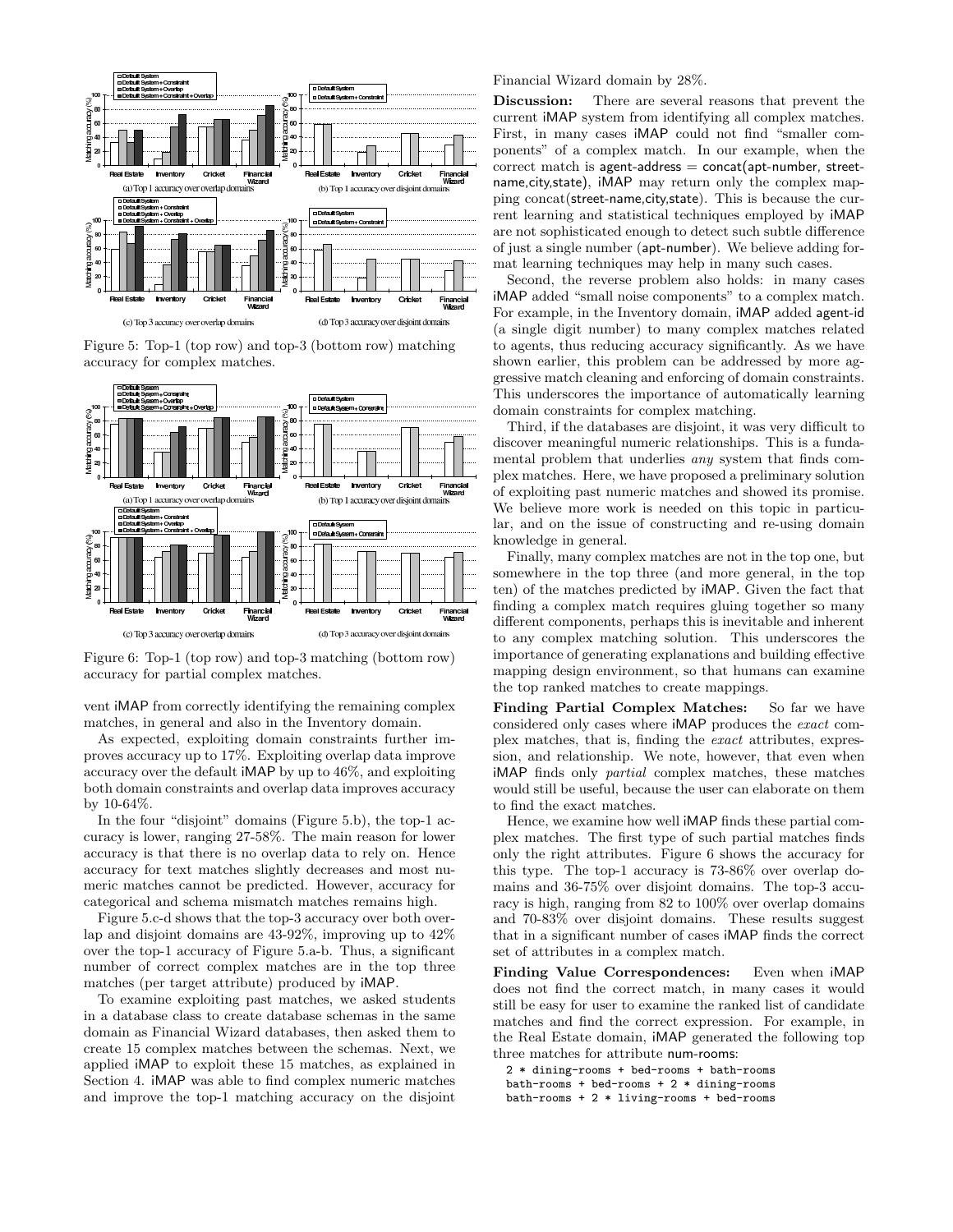Figure 5: Top-1 (top row) and top-3 (bottom row) matching accuracy for complex matches.

Figure 6: Top-1 (top row) and top-3 matching (bottom row) accuracy for partial complex matches.

vent iMAP from correctly identifying the remaining complex matches, in general and also in the Inventory domain.

As expected, exploiting domain constraints further improves accuracy up to 17%. Exploiting overlap data improve accuracy over the default iMAP by up to 46%, and exploiting both domain constraints and overlap data improves accuracy by 10-64%.

In the four "disjoint" domains (Figure 5.b), the top-1 accuracy is lower, ranging 27-58%. The main reason for lower accuracy is that there is no overlap data to rely on. Hence accuracy for text matches slightly decreases and most numeric matches cannot be predicted. However, accuracy for categorical and schema mismatch matches remains high.

Figure 5.c-d shows that the top-3 accuracy over both overlap and disjoint domains are 43-92%, improving up to 42% over the top-1 accuracy of Figure 5.a-b. Thus, a significant number of correct complex matches are in the top three matches (per target attribute) produced by iMAP.

To examine exploiting past matches, we asked students in a database class to create database schemas in the same domain as Financial Wizard databases, then asked them to create 15 complex matches between the schemas. Next, we applied iMAP to exploit these 15 matches, as explained in Section 4. iMAP was able to find complex numeric matches and improve the top-1 matching accuracy on the disjoint Financial Wizard domain by 28%.

**Discussion:** There are several reasons that prevent the current iMAP system from identifying all complex matches. First, in many cases iMAP could not find "smaller components" of a complex match. In our example, when the correct match is agent-address = concat(apt-number, street-name,city,state), iMAP may return only the complex mapping concat(street-name,city,state). This is because the current learning and statistical techniques employed by iMAP are not sophisticated enough to detect such subtle difference of just a single number (apt-number). We believe adding format learning techniques may help in many such cases.

Second, the reverse problem also holds: in many cases iMAP added "small noise components" to a complex match. For example, in the Inventory domain, iMAP added agent-id (a single digit number) to many complex matches related to agents, thus reducing accuracy significantly. As we have shown earlier, this problem can be addressed by more aggressive match cleaning and enforcing of domain constraints. This underscores the importance of automatically learning domain constraints for complex matching.

Third, if the databases are disjoint, it was very difficult to discover meaningful numeric relationships. This is a fundamental problem that underlies *any* system that finds complex matches. Here, we have proposed a preliminary solution of exploiting past numeric matches and showed its promise. We believe more work is needed on this topic in particular, and on the issue of constructing and re-using domain knowledge in general.

Finally, many complex matches are not in the top one, but somewhere in the top three (and more general, in the top ten) of the matches predicted by iMAP. Given the fact that finding a complex match requires gluing together so many different components, perhaps this is inevitable and inherent to any complex matching solution. This underscores the importance of generating explanations and building effective mapping design environment, so that humans can examine the top ranked matches to create mappings.

**Finding Partial Complex Matches:** So far we have considered only cases where iMAP produces the *exact* complex matches, that is, finding the *exact* attributes, expression, and relationship. We note, however, that even when iMAP finds only *partial* complex matches, these matches would still be useful, because the user can elaborate on them to find the exact matches.

Hence, we examine how well iMAP finds these partial complex matches. The first type of such partial matches finds only the right attributes. Figure 6 shows the accuracy for this type. The top-1 accuracy is 73-86% over overlap domains and 36-75% over disjoint domains. The top-3 accuracy is high, ranging from 82 to 100% over overlap domains and 70-83% over disjoint domains. These results suggest that in a significant number of cases iMAP finds the correct set of attributes in a complex match.

**Finding Value Correspondences:** Even when iMAP does not find the correct match, in many cases it would still be easy for user to examine the ranked list of candidate matches and find the correct expression. For example, in the Real Estate domain, iMAP generated the following top three matches for attribute num-rooms:

```
2 * dining-rooms + bed-rooms + bath-rooms
bath-rooms + bed-rooms + 2 * dining-rooms
bath-rooms + 2 * living-rooms + bed-rooms
```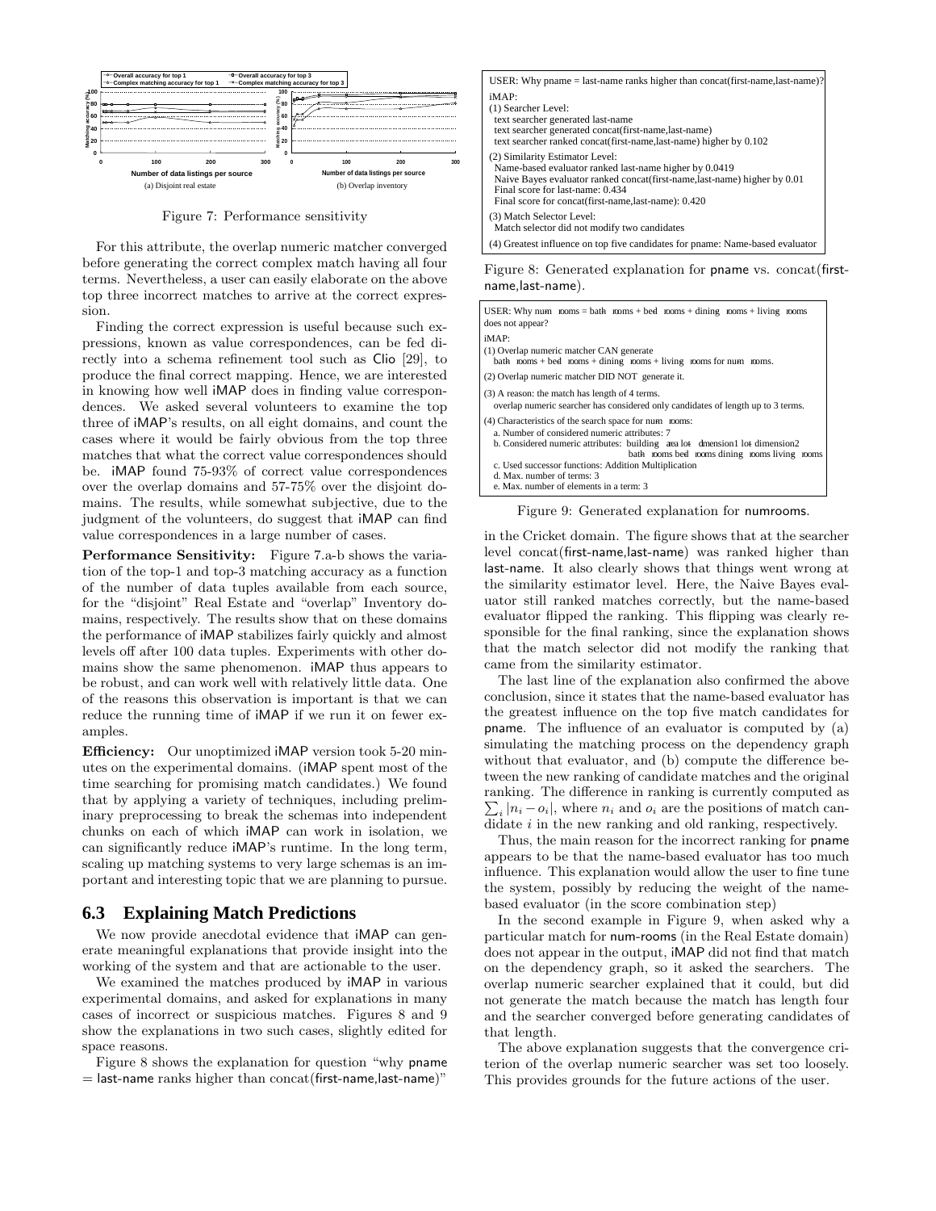Figure 7: Performance sensitivity

For this attribute, the overlap numeric matcher converged before generating the correct complex match having all four terms. Nevertheless, a user can easily elaborate on the above top three incorrect matches to arrive at the correct expression.

Finding the correct expression is useful because such expressions, known as value correspondences, can be fed directly into a schema refinement tool such as Clio [29], to produce the final correct mapping. Hence, we are interested in knowing how well iMAP does in finding value correspondences. We asked several volunteers to examine the top three of iMAP's results, on all eight domains, and count the cases where it would be fairly obvious from the top three matches that what the correct value correspondences should be. iMAP found 75-93% of correct value correspondences over the overlap domains and 57-75% over the disjoint domains. The results, while somewhat subjective, due to the judgment of the volunteers, do suggest that iMAP can find value correspondences in a large number of cases.

**Performance Sensitivity:** Figure 7.a-b shows the variation of the top-1 and top-3 matching accuracy as a function of the number of data tuples available from each source, for the "disjoint" Real Estate and "overlap" Inventory domains, respectively. The results show that on these domains the performance of iMAP stabilizes fairly quickly and almost levels off after 100 data tuples. Experiments with other domains show the same phenomenon. iMAP thus appears to be robust, and can work well with relatively little data. One of the reasons this observation is important is that we can reduce the running time of iMAP if we run it on fewer examples.

**Efficiency:** Our unoptimized iMAP version took 5-20 minutes on the experimental domains. (iMAP spent most of the time searching for promising match candidates.) We found that by applying a variety of techniques, including preliminary preprocessing to break the schemas into independent chunks on each of which iMAP can work in isolation, we can significantly reduce iMAP's runtime. In the long term, scaling up matching systems to very large schemas is an important and interesting topic that we are planning to pursue.

## 6.3 Explaining Match Predictions

We now provide anecdotal evidence that iMAP can generate meaningful explanations that provide insight into the working of the system and that are actionable to the user.

We examined the matches produced by iMAP in various experimental domains, and asked for explanations in many cases of incorrect or suspicious matches. Figures 8 and 9 show the explanations in two such cases, slightly edited for space reasons.

Figure 8 shows the explanation for question "why pname = last-name ranks higher than concat(first-name,last-name)"

```
USER: Why pname = last-name ranks higher than concat(first-name,last-name)?
iMAP:
(1) Searcher Level:
  text searcher generated last-name
  text searcher generated concat(first-name,last-name)
  text searcher ranked concat(first-name,last-name) higher by 0.102
(2) Similarity Estimator Level:
  Name-based evaluator ranked last-name higher by 0.0419
  Naive Bayes evaluator ranked concat(first-name,last-name) higher by 0.01
  Final score for last-name: 0.434
  Final score for concat(first-name,last-name): 0.420
(3) Match Selector Level:
  Match selector did not modify two candidates
(4) Greatest influence on top five candidates for pname: Name-based evaluator
```

Figure 8: Generated explanation for pname vs. concat(first-name,last-name).

```
USER: Why num_rooms = bath_rooms + bed_rooms + dining_rooms + living_rooms
does not appear?
iMAP:
(1) Overlap numeric matcher CAN generate
  bath_rooms + bed_rooms + dining_rooms + living_rooms for num_rooms.
(2) Overlap numeric matcher DID NOT generate it.
(3) A reason: the match has length of 4 terms.
  overlap numeric searcher has considered only candidates of length up to 3 terms.
(4) Characteristics of the search space for num_rooms:
  a. Number of considered numeric attributes: 7
  b. Considered numeric attributes: building_area lot_dimension1 lot_dimension2
                                    bath_rooms bed_rooms dining_rooms living_rooms
  c. Used successor functions: Addition Multiplication
  d. Max. number of terms: 3
  e. Max. number of elements in a term: 3
```

Figure 9: Generated explanation for numrooms.

in the Cricket domain. The figure shows that at the searcher level concat(first-name,last-name) was ranked higher than last-name. It also clearly shows that things went wrong at the similarity estimator level. Here, the Naive Bayes evaluator still ranked matches correctly, but the name-based evaluator flipped the ranking. This flipping was clearly responsible for the final ranking, since the explanation shows that the match selector did not modify the ranking that came from the similarity estimator.

The last line of the explanation also confirmed the above conclusion, since it states that the name-based evaluator has the greatest influence on the top five match candidates for pname. The influence of an evaluator is computed by (a) simulating the matching process on the dependency graph without that evaluator, and (b) compute the difference between the new ranking of candidate matches and the original ranking. The difference in ranking is currently computed as $\sum_i |n_i - o_i|$, where $n_i$ and $o_i$ are the positions of match candidate $i$ in the new ranking and old ranking, respectively.

Thus, the main reason for the incorrect ranking for pname appears to be that the name-based evaluator has too much influence. This explanation would allow the user to fine tune the system, possibly by reducing the weight of the name-based evaluator (in the score combination step)

In the second example in Figure 9, when asked why a particular match for num-rooms (in the Real Estate domain) does not appear in the output, iMAP did not find that match on the dependency graph, so it asked the searchers. The overlap numeric searcher explained that it could, but did not generate the match because the match has length four and the searcher converged before generating candidates of that length.

The above explanation suggests that the convergence criterion of the overlap numeric searcher was set too loosely. This provides grounds for the future actions of the user.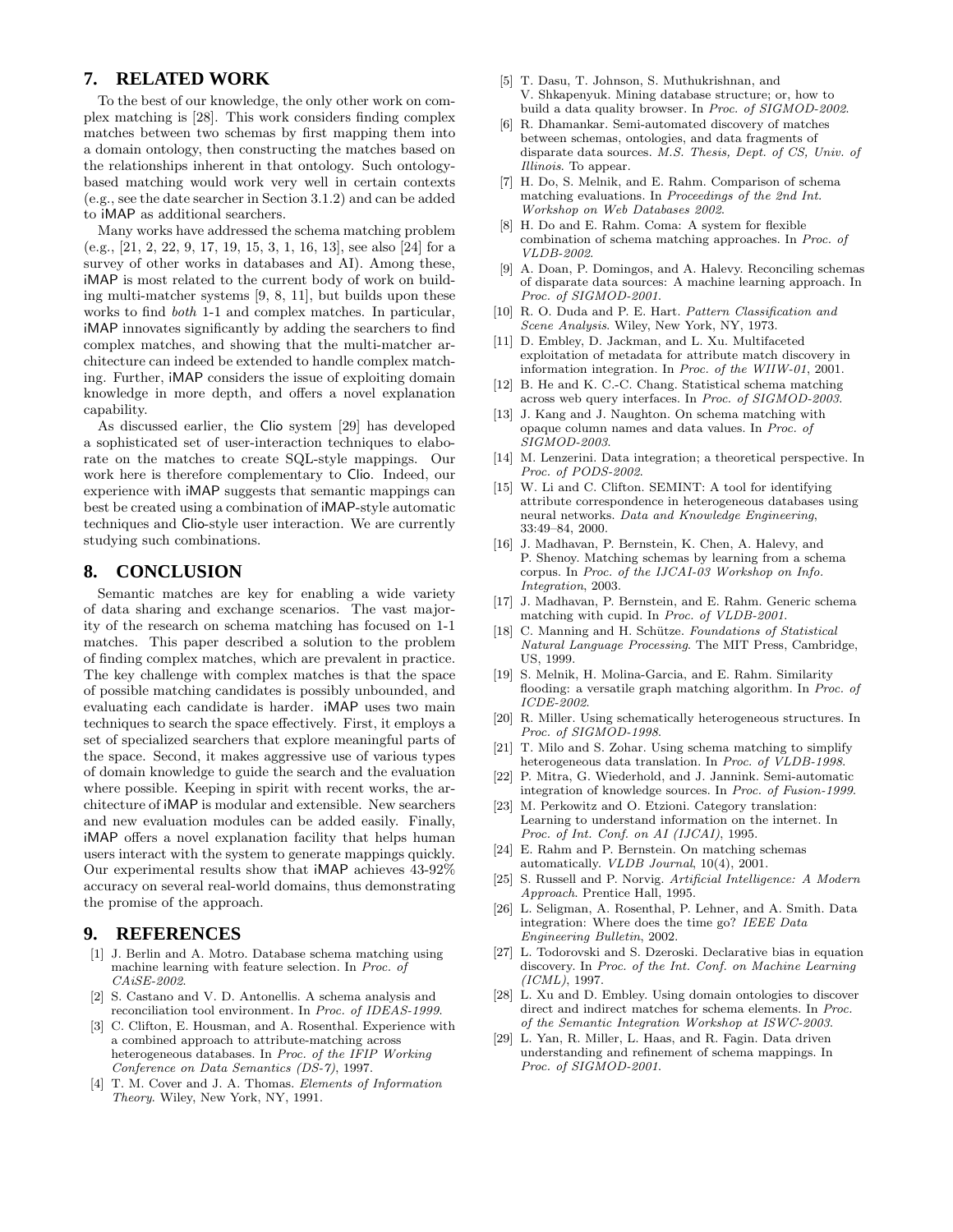## 7. RELATED WORK

To the best of our knowledge, the only other work on complex matching is [28]. This work considers finding complex matches between two schemas by first mapping them into a domain ontology, then constructing the matches based on the relationships inherent in that ontology. Such ontology-based matching would work very well in certain contexts (e.g., see the date searcher in Section 3.1.2) and can be added to iMAP as additional searchers.

Many works have addressed the schema matching problem (e.g., [21, 2, 22, 9, 17, 19, 15, 3, 1, 16, 13], see also [24] for a survey of other works in databases and AI). Among these, iMAP is most related to the current body of work on building multi-matcher systems [9, 8, 11], but builds upon these works to find *both* 1-1 and complex matches. In particular, iMAP innovates significantly by adding the searchers to find complex matches, and showing that the multi-matcher architecture can indeed be extended to handle complex matching. Further, iMAP considers the issue of exploiting domain knowledge in more depth, and offers a novel explanation capability.

As discussed earlier, the Clio system [29] has developed a sophisticated set of user-interaction techniques to elaborate on the matches to create SQL-style mappings. Our work here is therefore complementary to Clio. Indeed, our experience with iMAP suggests that semantic mappings can best be created using a combination of iMAP-style automatic techniques and Clio-style user interaction. We are currently studying such combinations.

## 8. CONCLUSION

Semantic matches are key for enabling a wide variety of data sharing and exchange scenarios. The vast majority of the research on schema matching has focused on 1-1 matches. This paper described a solution to the problem of finding complex matches, which are prevalent in practice. The key challenge with complex matches is that the space of possible matching candidates is possibly unbounded, and evaluating each candidate is harder. iMAP uses two main techniques to search the space effectively. First, it employs a set of specialized searchers that explore meaningful parts of the space. Second, it makes aggressive use of various types of domain knowledge to guide the search and the evaluation where possible. Keeping in spirit with recent works, the architecture of iMAP is modular and extensible. New searchers and new evaluation modules can be added easily. Finally, iMAP offers a novel explanation facility that helps human users interact with the system to generate mappings quickly. Our experimental results show that iMAP achieves 43-92% accuracy on several real-world domains, thus demonstrating the promise of the approach.

## 9. REFERENCES

[1] J. Berlin and A. Motro. Database schema matching using machine learning with feature selection. In *Proc. of CAiSE-2002*.

[2] S. Castano and V. D. Antonellis. A schema analysis and reconciliation tool environment. In *Proc. of IDEAS-1999*.

[3] C. Clifton, E. Housman, and A. Rosenthal. Experience with a combined approach to attribute-matching across heterogeneous databases. In *Proc. of the IFIP Working Conference on Data Semantics (DS-7)*, 1997.

[4] T. M. Cover and J. A. Thomas. *Elements of Information Theory*. Wiley, New York, NY, 1991.

[5] T. Dasu, T. Johnson, S. Muthukrishnan, and V. Shkapenyuk. Mining database structure; or, how to build a data quality browser. In *Proc. of SIGMOD-2002*.

[6] R. Dhamankar. Semi-automated discovery of matches between schemas, ontologies, and data fragments of disparate data sources. *M.S. Thesis, Dept. of CS, Univ. of Illinois*. To appear.

[7] H. Do, S. Melnik, and E. Rahm. Comparison of schema matching evaluations. In *Proceedings of the 2nd Int. Workshop on Web Databases 2002*.

[8] H. Do and E. Rahm. Coma: A system for flexible combination of schema matching approaches. In *Proc. of VLDB-2002*.

[9] A. Doan, P. Domingos, and A. Halevy. Reconciling schemas of disparate data sources: A machine learning approach. In *Proc. of SIGMOD-2001*.

[10] R. O. Duda and P. E. Hart. *Pattern Classification and Scene Analysis*. Wiley, New York, NY, 1973.

[11] D. Embley, D. Jackman, and L. Xu. Multifaceted exploitation of metadata for attribute match discovery in information integration. In *Proc. of the WIIW-01*, 2001.

[12] B. He and K. C.-C. Chang. Statistical schema matching across web query interfaces. In *Proc. of SIGMOD-2003*.

[13] J. Kang and J. Naughton. On schema matching with opaque column names and data values. In *Proc. of SIGMOD-2003*.

[14] M. Lenzerini. Data integration; a theoretical perspective. In *Proc. of PODS-2002*.

[15] W. Li and C. Clifton. SEMINT: A tool for identifying attribute correspondence in heterogeneous databases using neural networks. *Data and Knowledge Engineering*, 33:49–84, 2000.

[16] J. Madhavan, P. Bernstein, K. Chen, A. Halevy, and P. Shenoy. Matching schemas by learning from a schema corpus. In *Proc. of the IJCAI-03 Workshop on Info. Integration*, 2003.

[17] J. Madhavan, P. Bernstein, and E. Rahm. Generic schema matching with cupid. In *Proc. of VLDB-2001*.

[18] C. Manning and H. Schütze. *Foundations of Statistical Natural Language Processing*. The MIT Press, Cambridge, US, 1999.

[19] S. Melnik, H. Molina-Garcia, and E. Rahm. Similarity flooding: a versatile graph matching algorithm. In *Proc. of ICDE-2002*.

[20] R. Miller. Using schematically heterogeneous structures. In *Proc. of SIGMOD-1998*.

[21] T. Milo and S. Zohar. Using schema matching to simplify heterogeneous data translation. In *Proc. of VLDB-1998*.

[22] P. Mitra, G. Wiederhold, and J. Jannink. Semi-automatic integration of knowledge sources. In *Proc. of Fusion-1999*.

[23] M. Perkowitz and O. Etzioni. Category translation: Learning to understand information on the internet. In *Proc. of Int. Conf. on AI (IJCAI)*, 1995.

[24] E. Rahm and P. Bernstein. On matching schemas automatically. *VLDB Journal*, 10(4), 2001.

[25] S. Russell and P. Norvig. *Artificial Intelligence: A Modern Approach*. Prentice Hall, 1995.

[26] L. Seligman, A. Rosenthal, P. Lehner, and A. Smith. Data integration: Where does the time go? *IEEE Data Engineering Bulletin*, 2002.

[27] L. Todorovski and S. Dzeroski. Declarative bias in equation discovery. In *Proc. of the Int. Conf. on Machine Learning (ICML)*, 1997.

[28] L. Xu and D. Embley. Using domain ontologies to discover direct and indirect matches for schema elements. In *Proc. of the Semantic Integration Workshop at ISWC-2003*.

[29] L. Yan, R. Miller, L. Haas, and R. Fagin. Data driven understanding and refinement of schema mappings. In *Proc. of SIGMOD-2001*.